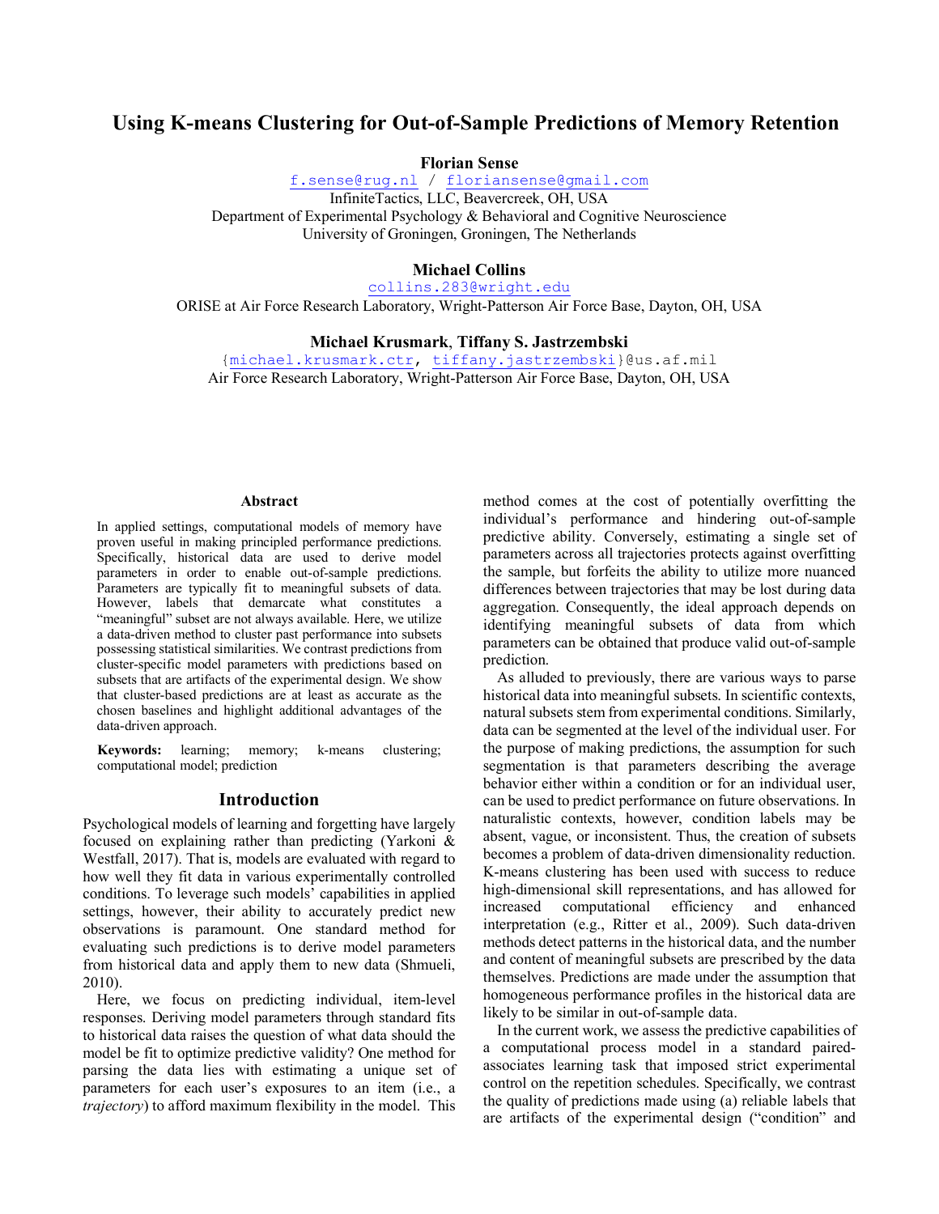# Using K-means Clustering for Out-of-Sample Predictions of Memory Retention

**Florian Sense**

f.sense@rug.nl / floriansense@gmail.com

InfiniteTactics, LLC, Beavercreek, OH, USA

Department of Experimental Psychology & Behavioral and Cognitive Neuroscience

University of Groningen, Groningen, The Netherlands

**Michael Collins**

collins.283@wright.edu

ORISE at Air Force Research Laboratory, Wright-Patterson Air Force Base, Dayton, OH, USA

**Michael Krusmark**, **Tiffany S. Jastrzembski**

{michael.krusmark.ctr, tiffany.jastrzembski}@us.af.mil

Air Force Research Laboratory, Wright-Patterson Air Force Base, Dayton, OH, USA

## Abstract

In applied settings, computational models of memory have proven useful in making principled performance predictions. Specifically, historical data are used to derive model parameters in order to enable out-of-sample predictions. Parameters are typically fit to meaningful subsets of data. However, labels that demarcate what constitutes a "meaningful" subset are not always available. Here, we utilize a data-driven method to cluster past performance into subsets possessing statistical similarities. We contrast predictions from cluster-specific model parameters with predictions based on subsets that are artifacts of the experimental design. We show that cluster-based predictions are at least as accurate as the chosen baselines and highlight additional advantages of the data-driven approach.

**Keywords:** learning; memory; k-means clustering; computational model; prediction

## Introduction

Psychological models of learning and forgetting have largely focused on explaining rather than predicting (Yarkoni & Westfall, 2017). That is, models are evaluated with regard to how well they fit data in various experimentally controlled conditions. To leverage such models' capabilities in applied settings, however, their ability to accurately predict new observations is paramount. One standard method for evaluating such predictions is to derive model parameters from historical data and apply them to new data (Shmueli, 2010).

Here, we focus on predicting individual, item-level responses. Deriving model parameters through standard fits to historical data raises the question of what data should the model be fit to optimize predictive validity? One method for parsing the data lies with estimating a unique set of parameters for each user's exposures to an item (i.e., a *trajectory*) to afford maximum flexibility in the model. This method comes at the cost of potentially overfitting the individual's performance and hindering out-of-sample predictive ability. Conversely, estimating a single set of parameters across all trajectories protects against overfitting the sample, but forfeits the ability to utilize more nuanced differences between trajectories that may be lost during data aggregation. Consequently, the ideal approach depends on identifying meaningful subsets of data from which parameters can be obtained that produce valid out-of-sample prediction.

As alluded to previously, there are various ways to parse historical data into meaningful subsets. In scientific contexts, natural subsets stem from experimental conditions. Similarly, data can be segmented at the level of the individual user. For the purpose of making predictions, the assumption for such segmentation is that parameters describing the average behavior either within a condition or for an individual user, can be used to predict performance on future observations. In naturalistic contexts, however, condition labels may be absent, vague, or inconsistent. Thus, the creation of subsets becomes a problem of data-driven dimensionality reduction. K-means clustering has been used with success to reduce high-dimensional skill representations, and has allowed for increased computational efficiency and enhanced interpretation (e.g., Ritter et al., 2009). Such data-driven methods detect patterns in the historical data, and the number and content of meaningful subsets are prescribed by the data themselves. Predictions are made under the assumption that homogeneous performance profiles in the historical data are likely to be similar in out-of-sample data.

In the current work, we assess the predictive capabilities of a computational process model in a standard paired-associates learning task that imposed strict experimental control on the repetition schedules. Specifically, we contrast the quality of predictions made using (a) reliable labels that are artifacts of the experimental design ("condition" and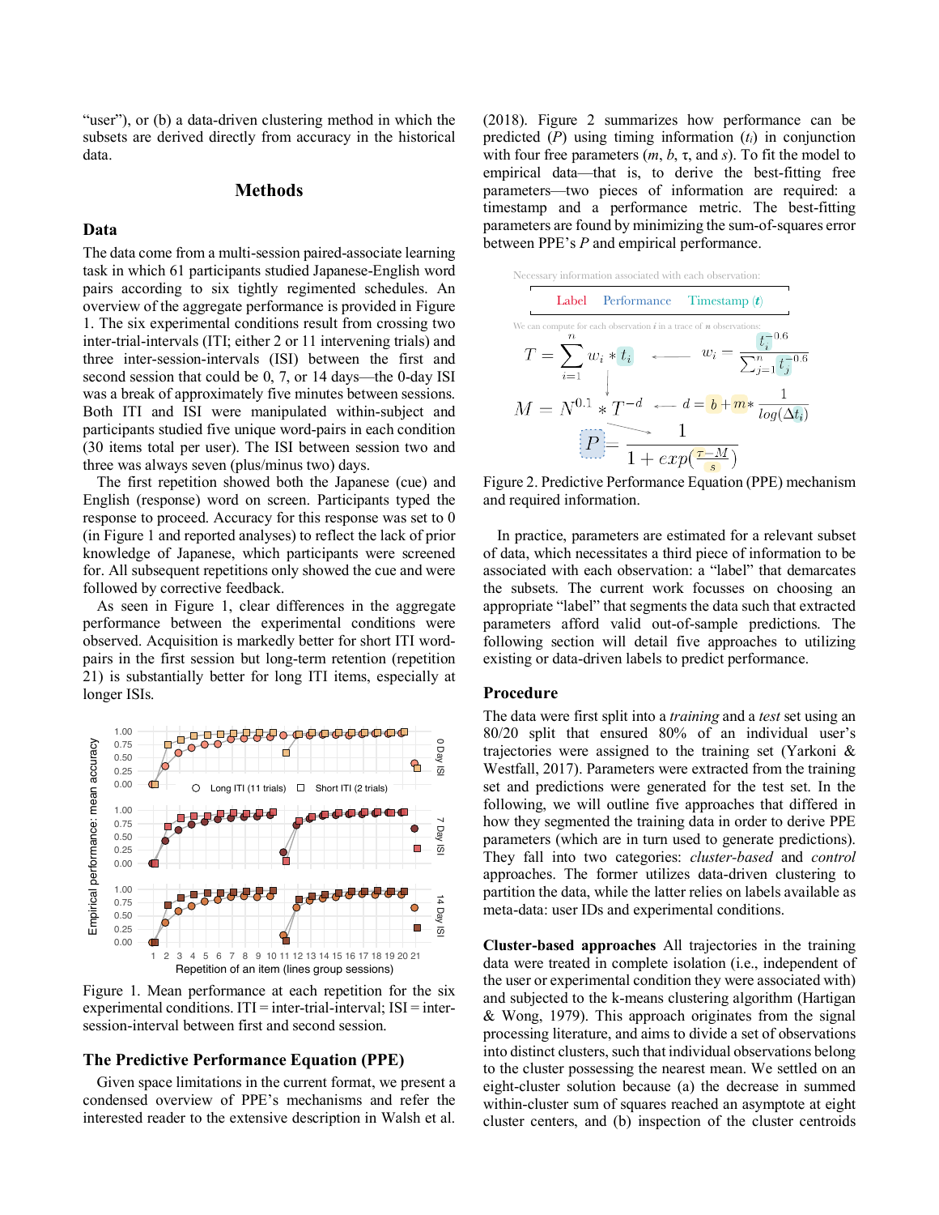"user"), or (b) a data-driven clustering method in which the subsets are derived directly from accuracy in the historical data.

## Methods

### Data

The data come from a multi-session paired-associate learning task in which 61 participants studied Japanese-English word pairs according to six tightly regimented schedules. An overview of the aggregate performance is provided in Figure 1. The six experimental conditions result from crossing two inter-trial-intervals (ITI; either 2 or 11 intervening trials) and three inter-session-intervals (ISI) between the first and second session that could be 0, 7, or 14 days—the 0-day ISI was a break of approximately five minutes between sessions. Both ITI and ISI were manipulated within-subject and participants studied five unique word-pairs in each condition (30 items total per user). The ISI between session two and three was always seven (plus/minus two) days.

The first repetition showed both the Japanese (cue) and English (response) word on screen. Participants typed the response to proceed. Accuracy for this response was set to 0 (in Figure 1 and reported analyses) to reflect the lack of prior knowledge of Japanese, which participants were screened for. All subsequent repetitions only showed the cue and were followed by corrective feedback.

As seen in Figure 1, clear differences in the aggregate performance between the experimental conditions were observed. Acquisition is markedly better for short ITI word-pairs in the first session but long-term retention (repetition 21) is substantially better for long ITI items, especially at longer ISIs.

Figure 1. Mean performance at each repetition for the six experimental conditions. ITI = inter-trial-interval; ISI = inter-session-interval between first and second session.

### The Predictive Performance Equation (PPE)

Given space limitations in the current format, we present a condensed overview of PPE's mechanisms and refer the interested reader to the extensive description in Walsh et al. (2018). Figure 2 summarizes how performance can be predicted ($P$) using timing information ($t_i$) in conjunction with four free parameters ($m$, $b$, $\tau$, and $s$). To fit the model to empirical data—that is, to derive the best-fitting free parameters—two pieces of information are required: a timestamp and a performance metric. The best-fitting parameters are found by minimizing the sum-of-squares error between PPE's $P$ and empirical performance.

Necessary information associated with each observation:

| Label | Performance | Timestamp ($t$) |
|---|---|---|

We can compute for each observation $i$ in a trace of $n$ observations:

$$T = \sum_{i=1}^{n} w_i * t_i \qquad w_i = \frac{t_i^{-0.6}}{\sum_{j=1}^{n} t_j^{-0.6}}$$

$$M = N^{0.1} * T^{-d} \qquad d = b + m * \frac{1}{log(\Delta t_i)}$$

$$P = \frac{1}{1 + exp(\frac{\tau - M}{s})}$$

Figure 2. Predictive Performance Equation (PPE) mechanism and required information.

In practice, parameters are estimated for a relevant subset of data, which necessitates a third piece of information to be associated with each observation: a "label" that demarcates the subsets. The current work focusses on choosing an appropriate "label" that segments the data such that extracted parameters afford valid out-of-sample predictions. The following section will detail five approaches to utilizing existing or data-driven labels to predict performance.

### Procedure

The data were first split into a *training* and a *test* set using an 80/20 split that ensured 80% of an individual user's trajectories were assigned to the training set (Yarkoni & Westfall, 2017). Parameters were extracted from the training set and predictions were generated for the test set. In the following, we will outline five approaches that differed in how they segmented the training data in order to derive PPE parameters (which are in turn used to generate predictions). They fall into two categories: *cluster-based* and *control* approaches. The former utilizes data-driven clustering to partition the data, while the latter relies on labels available as meta-data: user IDs and experimental conditions.

**Cluster-based approaches** All trajectories in the training data were treated in complete isolation (i.e., independent of the user or experimental condition they were associated with) and subjected to the k-means clustering algorithm (Hartigan & Wong, 1979). This approach originates from the signal processing literature, and aims to divide a set of observations into distinct clusters, such that individual observations belong to the cluster possessing the nearest mean. We settled on an eight-cluster solution because (a) the decrease in summed within-cluster sum of squares reached an asymptote at eight cluster centers, and (b) inspection of the cluster centroids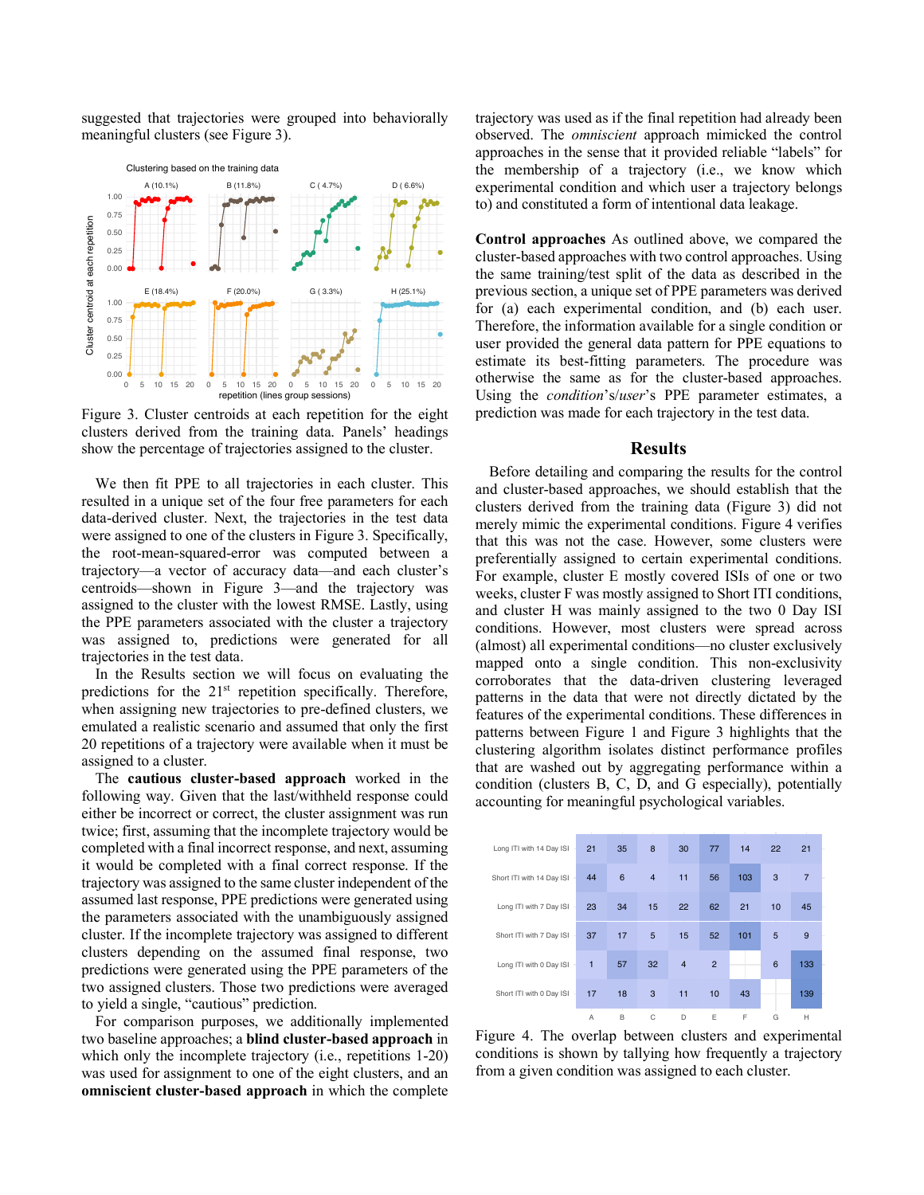suggested that trajectories were grouped into behaviorally meaningful clusters (see Figure 3).

Figure 3. Cluster centroids at each repetition for the eight clusters derived from the training data. Panels' headings show the percentage of trajectories assigned to the cluster.

We then fit PPE to all trajectories in each cluster. This resulted in a unique set of the four free parameters for each data-derived cluster. Next, the trajectories in the test data were assigned to one of the clusters in Figure 3. Specifically, the root-mean-squared-error was computed between a trajectory—a vector of accuracy data—and each cluster's centroids—shown in Figure 3—and the trajectory was assigned to the cluster with the lowest RMSE. Lastly, using the PPE parameters associated with the cluster a trajectory was assigned to, predictions were generated for all trajectories in the test data.

In the Results section we will focus on evaluating the predictions for the 21st repetition specifically. Therefore, when assigning new trajectories to pre-defined clusters, we emulated a realistic scenario and assumed that only the first 20 repetitions of a trajectory were available when it must be assigned to a cluster.

The **cautious cluster-based approach** worked in the following way. Given that the last/withheld response could either be incorrect or correct, the cluster assignment was run twice; first, assuming that the incomplete trajectory would be completed with a final incorrect response, and next, assuming it would be completed with a final correct response. If the trajectory was assigned to the same cluster independent of the assumed last response, PPE predictions were generated using the parameters associated with the unambiguously assigned cluster. If the incomplete trajectory was assigned to different clusters depending on the assumed final response, two predictions were generated using the PPE parameters of the two assigned clusters. Those two predictions were averaged to yield a single, "cautious" prediction.

For comparison purposes, we additionally implemented two baseline approaches; a **blind cluster-based approach** in which only the incomplete trajectory (i.e., repetitions 1-20) was used for assignment to one of the eight clusters, and an **omniscient cluster-based approach** in which the complete trajectory was used as if the final repetition had already been observed. The *omniscient* approach mimicked the control approaches in the sense that it provided reliable "labels" for the membership of a trajectory (i.e., we know which experimental condition and which user a trajectory belongs to) and constituted a form of intentional data leakage.

**Control approaches** As outlined above, we compared the cluster-based approaches with two control approaches. Using the same training/test split of the data as described in the previous section, a unique set of PPE parameters was derived for (a) each experimental condition, and (b) each user. Therefore, the information available for a single condition or user provided the general data pattern for PPE equations to estimate its best-fitting parameters. The procedure was otherwise the same as for the cluster-based approaches. Using the *condition*'s/*user*'s PPE parameter estimates, a prediction was made for each trajectory in the test data.

## Results

Before detailing and comparing the results for the control and cluster-based approaches, we should establish that the clusters derived from the training data (Figure 3) did not merely mimic the experimental conditions. Figure 4 verifies that this was not the case. However, some clusters were preferentially assigned to certain experimental conditions. For example, cluster E mostly covered ISIs of one or two weeks, cluster F was mostly assigned to Short ITI conditions, and cluster H was mainly assigned to the two 0 Day ISI conditions. However, most clusters were spread across (almost) all experimental conditions—no cluster exclusively mapped onto a single condition. This non-exclusivity corroborates that the data-driven clustering leveraged patterns in the data that were not directly dictated by the features of the experimental conditions. These differences in patterns between Figure 1 and Figure 3 highlights that the clustering algorithm isolates distinct performance profiles that are washed out by aggregating performance within a condition (clusters B, C, D, and G especially), potentially accounting for meaningful psychological variables.

| | A | B | C | D | E | F | G | H |
|---|---|---|---|---|---|---|---|---|
| Long ITI with 14 Day ISI | 21 | 35 | 8 | 30 | 77 | 14 | 22 | 21 |
| Short ITI with 14 Day ISI | 44 | 6 | 4 | 11 | 56 | 103 | 3 | 7 |
| Long ITI with 7 Day ISI | 23 | 34 | 15 | 22 | 62 | 21 | 10 | 45 |
| Short ITI with 7 Day ISI | 37 | 17 | 5 | 15 | 52 | 101 | 5 | 9 |
| Long ITI with 0 Day ISI | 1 | 57 | 32 | 4 | 2 | | 6 | 133 |
| Short ITI with 0 Day ISI | 17 | 18 | 3 | 11 | 10 | 43 | | 139 |

Figure 4. The overlap between clusters and experimental conditions is shown by tallying how frequently a trajectory from a given condition was assigned to each cluster.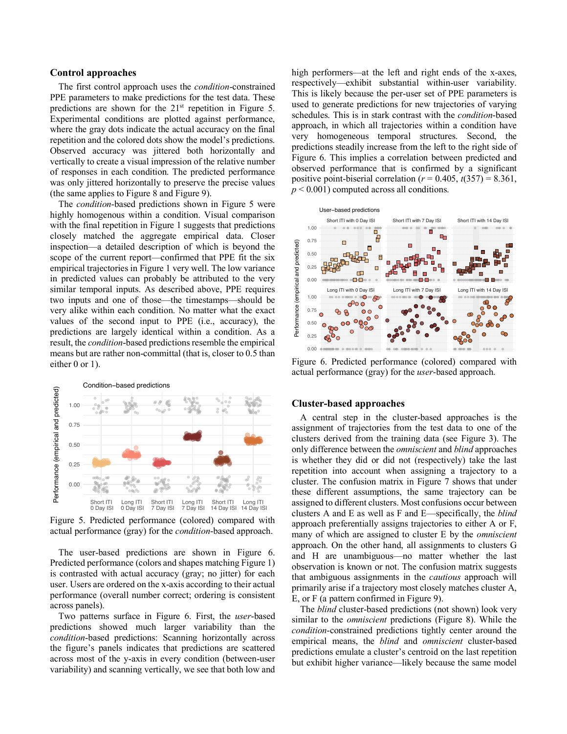### Control approaches

The first control approach uses the *condition*-constrained PPE parameters to make predictions for the test data. These predictions are shown for the 21st repetition in Figure 5. Experimental conditions are plotted against performance, where the gray dots indicate the actual accuracy on the final repetition and the colored dots show the model's predictions. Observed accuracy was jittered both horizontally and vertically to create a visual impression of the relative number of responses in each condition. The predicted performance was only jittered horizontally to preserve the precise values (the same applies to Figure 8 and Figure 9).

The *condition*-based predictions shown in Figure 5 were highly homogenous within a condition. Visual comparison with the final repetition in Figure 1 suggests that predictions closely matched the aggregate empirical data. Closer inspection—a detailed description of which is beyond the scope of the current report—confirmed that PPE fit the six empirical trajectories in Figure 1 very well. The low variance in predicted values can probably be attributed to the very similar temporal inputs. As described above, PPE requires two inputs and one of those—the timestamps—should be very alike within each condition. No matter what the exact values of the second input to PPE (i.e., accuracy), the predictions are largely identical within a condition. As a result, the *condition*-based predictions resemble the empirical means but are rather non-committal (that is, closer to 0.5 than either 0 or 1).

Figure 5. Predicted performance (colored) compared with actual performance (gray) for the *condition*-based approach.

The user-based predictions are shown in Figure 6. Predicted performance (colors and shapes matching Figure 1) is contrasted with actual accuracy (gray; no jitter) for each user. Users are ordered on the x-axis according to their actual performance (overall number correct; ordering is consistent across panels).

Two patterns surface in Figure 6. First, the *user*-based predictions showed much larger variability than the *condition*-based predictions: Scanning horizontally across the figure's panels indicates that predictions are scattered across most of the y-axis in every condition (between-user variability) and scanning vertically, we see that both low and high performers—at the left and right ends of the x-axes, respectively—exhibit substantial within-user variability. This is likely because the per-user set of PPE parameters is used to generate predictions for new trajectories of varying schedules. This is in stark contrast with the *condition*-based approach, in which all trajectories within a condition have very homogeneous temporal structures. Second, the predictions steadily increase from the left to the right side of Figure 6. This implies a correlation between predicted and observed performance that is confirmed by a significant positive point-biserial correlation ($r = 0.405$, $t(357) = 8.361$, $p < 0.001$) computed across all conditions.

Figure 6. Predicted performance (colored) compared with actual performance (gray) for the *user*-based approach.

### Cluster-based approaches

A central step in the cluster-based approaches is the assignment of trajectories from the test data to one of the clusters derived from the training data (see Figure 3). The only difference between the *omniscient* and *blind* approaches is whether they did or did not (respectively) take the last repetition into account when assigning a trajectory to a cluster. The confusion matrix in Figure 7 shows that under these different assumptions, the same trajectory can be assigned to different clusters. Most confusions occur between clusters A and E as well as F and E—specifically, the *blind* approach preferentially assigns trajectories to either A or F, many of which are assigned to cluster E by the *omniscient* approach. On the other hand, all assignments to clusters G and H are unambiguous—no matter whether the last observation is known or not. The confusion matrix suggests that ambiguous assignments in the *cautious* approach will primarily arise if a trajectory most closely matches cluster A, E, or F (a pattern confirmed in Figure 9).

The *blind* cluster-based predictions (not shown) look very similar to the *omniscient* predictions (Figure 8). While the *condition*-constrained predictions tightly center around the empirical means, the *blind* and *omniscient* cluster-based predictions emulate a cluster's centroid on the last repetition but exhibit higher variance—likely because the same model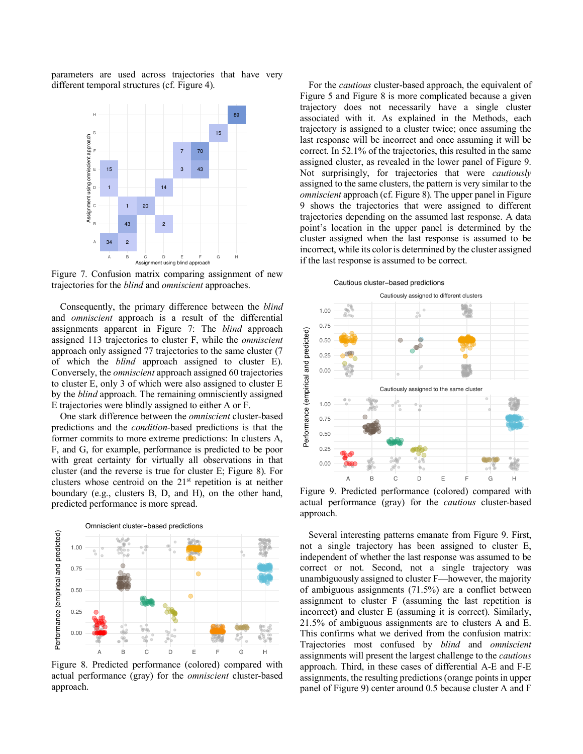parameters are used across trajectories that have very different temporal structures (cf. Figure 4).

Figure 7. Confusion matrix comparing assignment of new trajectories for the *blind* and *omniscient* approaches.

Consequently, the primary difference between the *blind* and *omniscient* approach is a result of the differential assignments apparent in Figure 7: The *blind* approach assigned 113 trajectories to cluster F, while the *omniscient* approach only assigned 77 trajectories to the same cluster (7 of which the *blind* approach assigned to cluster E). Conversely, the *omniscient* approach assigned 60 trajectories to cluster E, only 3 of which were also assigned to cluster E by the *blind* approach. The remaining omnisciently assigned E trajectories were blindly assigned to either A or F.

One stark difference between the *omniscient* cluster-based predictions and the *condition*-based predictions is that the former commits to more extreme predictions: In clusters A, F, and G, for example, performance is predicted to be poor with great certainty for virtually all observations in that cluster (and the reverse is true for cluster E; Figure 8). For clusters whose centroid on the 21st repetition is at neither boundary (e.g., clusters B, D, and H), on the other hand, predicted performance is more spread.

Figure 8. Predicted performance (colored) compared with actual performance (gray) for the *omniscient* cluster-based approach.

For the *cautious* cluster-based approach, the equivalent of Figure 5 and Figure 8 is more complicated because a given trajectory does not necessarily have a single cluster associated with it. As explained in the Methods, each trajectory is assigned to a cluster twice; once assuming the last response will be incorrect and once assuming it will be correct. In 52.1% of the trajectories, this resulted in the same assigned cluster, as revealed in the lower panel of Figure 9. Not surprisingly, for trajectories that were *cautiously* assigned to the same clusters, the pattern is very similar to the *omniscient* approach (cf. Figure 8). The upper panel in Figure 9 shows the trajectories that were assigned to different trajectories depending on the assumed last response. A data point's location in the upper panel is determined by the cluster assigned when the last response is assumed to be incorrect, while its color is determined by the cluster assigned if the last response is assumed to be correct.

Figure 9. Predicted performance (colored) compared with actual performance (gray) for the *cautious* cluster-based approach.

Several interesting patterns emanate from Figure 9. First, not a single trajectory has been assigned to cluster E, independent of whether the last response was assumed to be correct or not. Second, not a single trajectory was unambiguously assigned to cluster F—however, the majority of ambiguous assignments (71.5%) are a conflict between assignment to cluster F (assuming the last repetition is incorrect) and cluster E (assuming it is correct). Similarly, 21.5% of ambiguous assignments are to clusters A and E. This confirms what we derived from the confusion matrix: Trajectories most confused by *blind* and *omniscient* assignments will present the largest challenge to the *cautious* approach. Third, in these cases of differential A-E and F-E assignments, the resulting predictions (orange points in upper panel of Figure 9) center around 0.5 because cluster A and F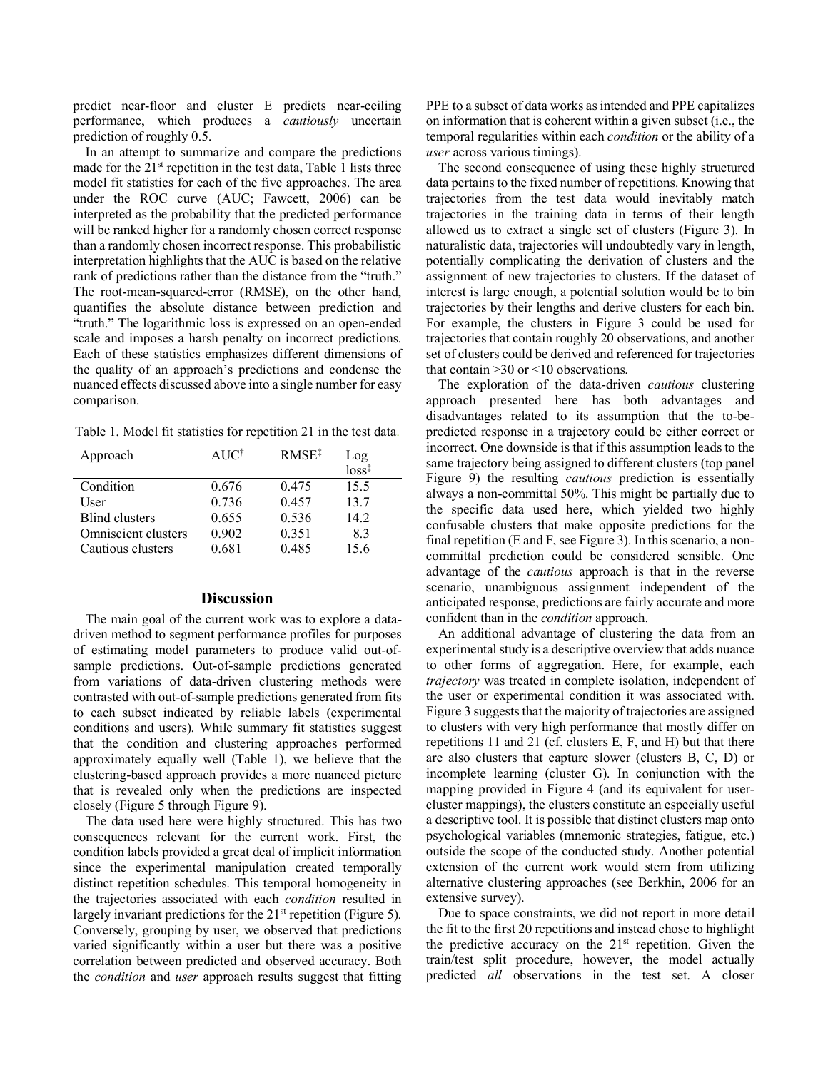predict near-floor and cluster E predicts near-ceiling performance, which produces a *cautiously* uncertain prediction of roughly 0.5.

In an attempt to summarize and compare the predictions made for the 21st repetition in the test data, Table 1 lists three model fit statistics for each of the five approaches. The area under the ROC curve (AUC; Fawcett, 2006) can be interpreted as the probability that the predicted performance will be ranked higher for a randomly chosen correct response than a randomly chosen incorrect response. This probabilistic interpretation highlights that the AUC is based on the relative rank of predictions rather than the distance from the "truth." The root-mean-squared-error (RMSE), on the other hand, quantifies the absolute distance between prediction and "truth." The logarithmic loss is expressed on an open-ended scale and imposes a harsh penalty on incorrect predictions. Each of these statistics emphasizes different dimensions of the quality of an approach's predictions and condense the nuanced effects discussed above into a single number for easy comparison.

Table 1. Model fit statistics for repetition 21 in the test data.

| Approach | AUC† | RMSE‡ | Log loss‡ |
|---|---|---|---|
| Condition | 0.676 | 0.475 | 15.5 |
| User | 0.736 | 0.457 | 13.7 |
| Blind clusters | 0.655 | 0.536 | 14.2 |
| Omniscient clusters | 0.902 | 0.351 | 8.3 |
| Cautious clusters | 0.681 | 0.485 | 15.6 |

## Discussion

The main goal of the current work was to explore a data-driven method to segment performance profiles for purposes of estimating model parameters to produce valid out-of-sample predictions. Out-of-sample predictions generated from variations of data-driven clustering methods were contrasted with out-of-sample predictions generated from fits to each subset indicated by reliable labels (experimental conditions and users). While summary fit statistics suggest that the condition and clustering approaches performed approximately equally well (Table 1), we believe that the clustering-based approach provides a more nuanced picture that is revealed only when the predictions are inspected closely (Figure 5 through Figure 9).

The data used here were highly structured. This has two consequences relevant for the current work. First, the condition labels provided a great deal of implicit information since the experimental manipulation created temporally distinct repetition schedules. This temporal homogeneity in the trajectories associated with each *condition* resulted in largely invariant predictions for the 21st repetition (Figure 5). Conversely, grouping by user, we observed that predictions varied significantly within a user but there was a positive correlation between predicted and observed accuracy. Both the *condition* and *user* approach results suggest that fitting PPE to a subset of data works as intended and PPE capitalizes on information that is coherent within a given subset (i.e., the temporal regularities within each *condition* or the ability of a *user* across various timings).

The second consequence of using these highly structured data pertains to the fixed number of repetitions. Knowing that trajectories from the test data would inevitably match trajectories in the training data in terms of their length allowed us to extract a single set of clusters (Figure 3). In naturalistic data, trajectories will undoubtedly vary in length, potentially complicating the derivation of clusters and the assignment of new trajectories to clusters. If the dataset of interest is large enough, a potential solution would be to bin trajectories by their lengths and derive clusters for each bin. For example, the clusters in Figure 3 could be used for trajectories that contain roughly 20 observations, and another set of clusters could be derived and referenced for trajectories that contain >30 or <10 observations.

The exploration of the data-driven *cautious* clustering approach presented here has both advantages and disadvantages related to its assumption that the to-be-predicted response in a trajectory could be either correct or incorrect. One downside is that if this assumption leads to the same trajectory being assigned to different clusters (top panel Figure 9) the resulting *cautious* prediction is essentially always a non-committal 50%. This might be partially due to the specific data used here, which yielded two highly confusable clusters that make opposite predictions for the final repetition (E and F, see Figure 3). In this scenario, a non-committal prediction could be considered sensible. One advantage of the *cautious* approach is that in the reverse scenario, unambiguous assignment independent of the anticipated response, predictions are fairly accurate and more confident than in the *condition* approach.

An additional advantage of clustering the data from an experimental study is a descriptive overview that adds nuance to other forms of aggregation. Here, for example, each *trajectory* was treated in complete isolation, independent of the user or experimental condition it was associated with. Figure 3 suggests that the majority of trajectories are assigned to clusters with very high performance that mostly differ on repetitions 11 and 21 (cf. clusters E, F, and H) but that there are also clusters that capture slower (clusters B, C, D) or incomplete learning (cluster G). In conjunction with the mapping provided in Figure 4 (and its equivalent for user-cluster mappings), the clusters constitute an especially useful a descriptive tool. It is possible that distinct clusters map onto psychological variables (mnemonic strategies, fatigue, etc.) outside the scope of the conducted study. Another potential extension of the current work would stem from utilizing alternative clustering approaches (see Berkhin, 2006 for an extensive survey).

Due to space constraints, we did not report in more detail the fit to the first 20 repetitions and instead chose to highlight the predictive accuracy on the 21st repetition. Given the train/test split procedure, however, the model actually predicted *all* observations in the test set. A closer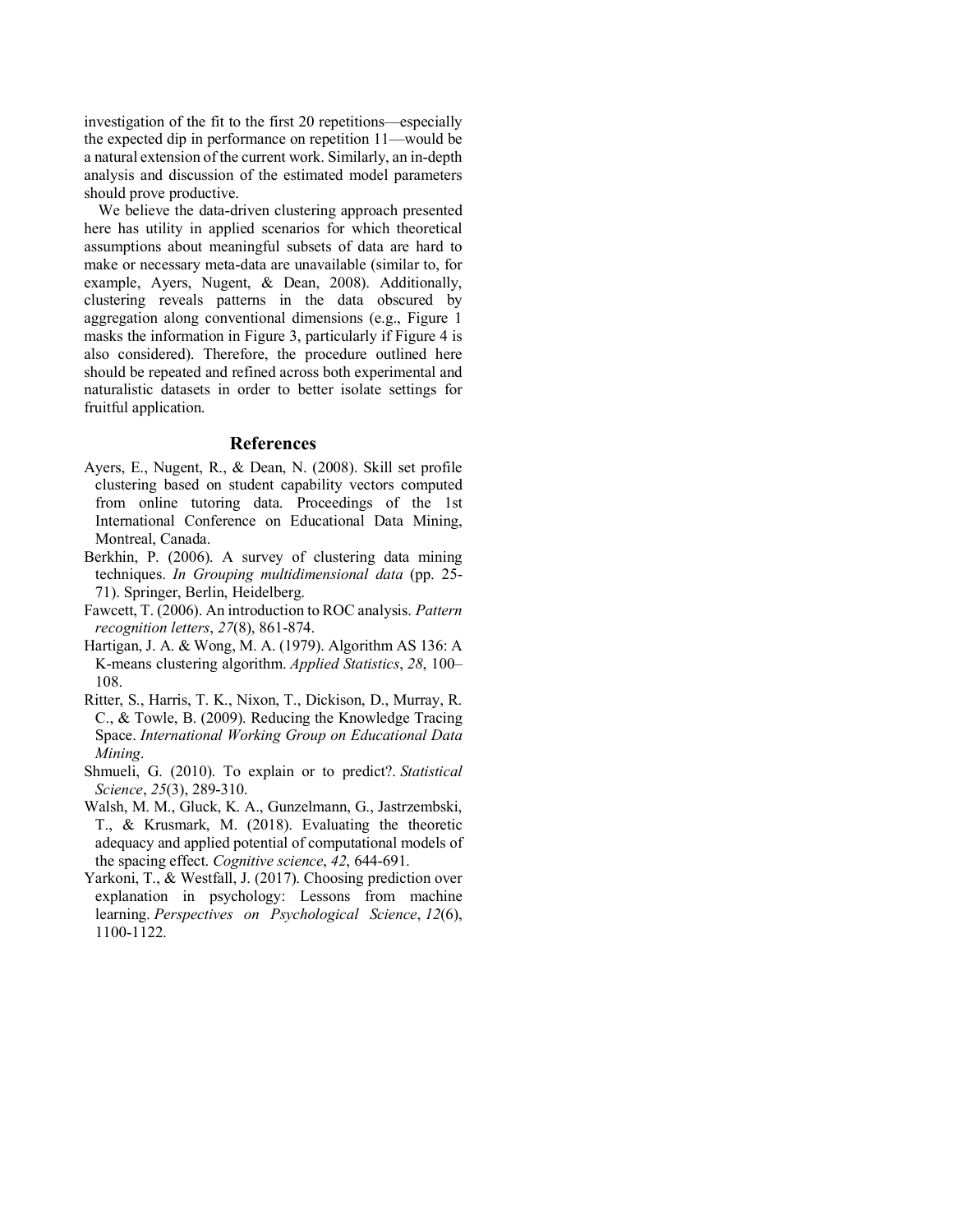investigation of the fit to the first 20 repetitions—especially the expected dip in performance on repetition 11—would be a natural extension of the current work. Similarly, an in-depth analysis and discussion of the estimated model parameters should prove productive.

We believe the data-driven clustering approach presented here has utility in applied scenarios for which theoretical assumptions about meaningful subsets of data are hard to make or necessary meta-data are unavailable (similar to, for example, Ayers, Nugent, & Dean, 2008). Additionally, clustering reveals patterns in the data obscured by aggregation along conventional dimensions (e.g., Figure 1 masks the information in Figure 3, particularly if Figure 4 is also considered). Therefore, the procedure outlined here should be repeated and refined across both experimental and naturalistic datasets in order to better isolate settings for fruitful application.

## References

Ayers, E., Nugent, R., & Dean, N. (2008). Skill set profile clustering based on student capability vectors computed from online tutoring data. Proceedings of the 1st International Conference on Educational Data Mining, Montreal, Canada.

Berkhin, P. (2006). A survey of clustering data mining techniques. *In Grouping multidimensional data* (pp. 25-71). Springer, Berlin, Heidelberg.

Fawcett, T. (2006). An introduction to ROC analysis. *Pattern recognition letters*, *27*(8), 861-874.

Hartigan, J. A. & Wong, M. A. (1979). Algorithm AS 136: A K-means clustering algorithm. *Applied Statistics*, *28*, 100–108.

Ritter, S., Harris, T. K., Nixon, T., Dickison, D., Murray, R. C., & Towle, B. (2009). Reducing the Knowledge Tracing Space. *International Working Group on Educational Data Mining*.

Shmueli, G. (2010). To explain or to predict?. *Statistical Science*, *25*(3), 289-310.

Walsh, M. M., Gluck, K. A., Gunzelmann, G., Jastrzembski, T., & Krusmark, M. (2018). Evaluating the theoretic adequacy and applied potential of computational models of the spacing effect. *Cognitive science*, *42*, 644-691.

Yarkoni, T., & Westfall, J. (2017). Choosing prediction over explanation in psychology: Lessons from machine learning. *Perspectives on Psychological Science*, *12*(6), 1100-1122.